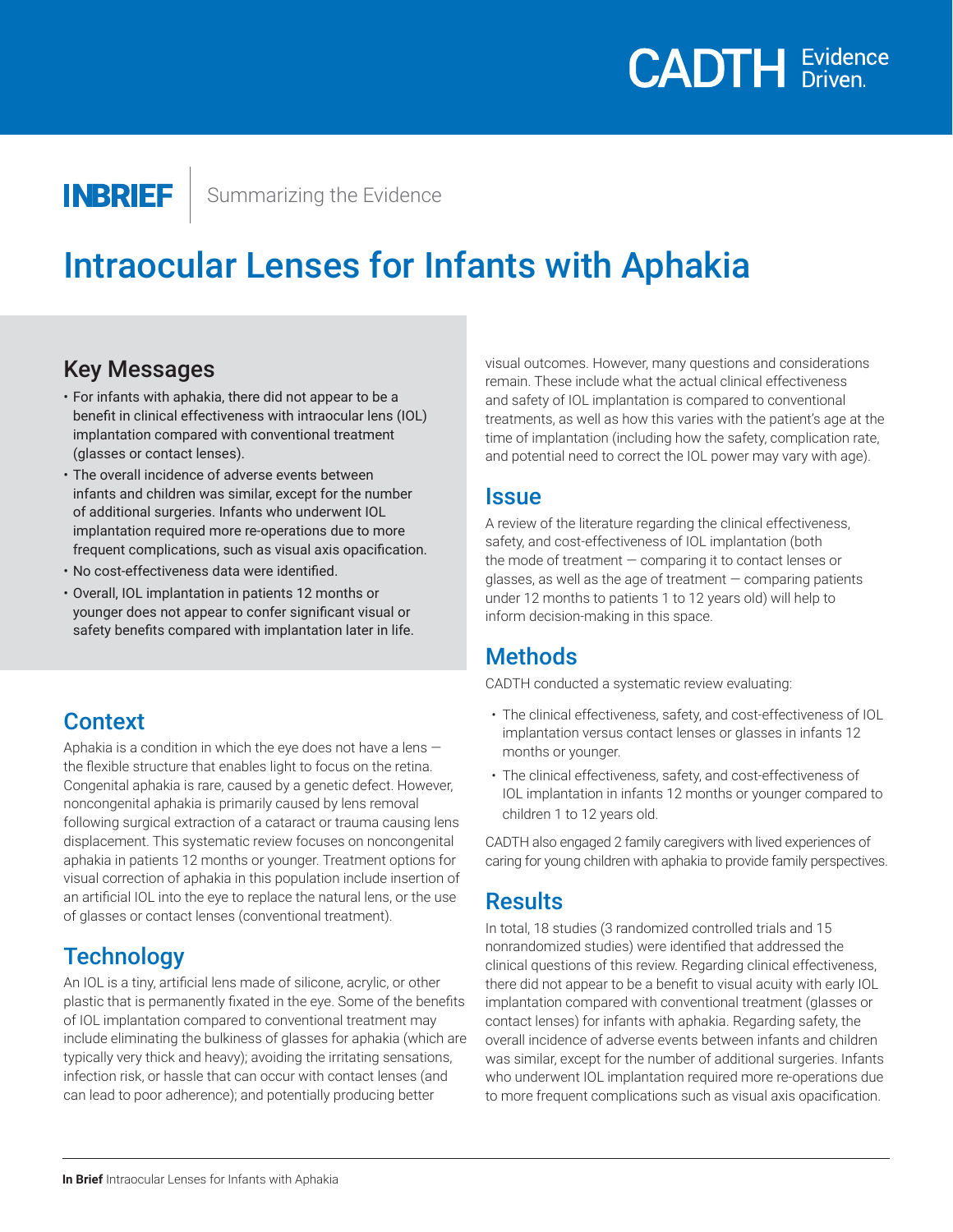CADTH Evidence Driven.

**INBRIEF** Summarizing the Evidence

# Intraocular Lenses for Infants with Aphakia

## Key Messages

- For infants with aphakia, there did not appear to be a benefit in clinical effectiveness with intraocular lens (IOL) implantation compared with conventional treatment (glasses or contact lenses).
- The overall incidence of adverse events between infants and children was similar, except for the number of additional surgeries. Infants who underwent IOL implantation required more re-operations due to more frequent complications, such as visual axis opacification.
- No cost-effectiveness data were identified.
- Overall, IOL implantation in patients 12 months or younger does not appear to confer significant visual or safety benefits compared with implantation later in life.

## Context

Aphakia is a condition in which the eye does not have a lens — the flexible structure that enables light to focus on the retina. Congenital aphakia is rare, caused by a genetic defect. However, noncongenital aphakia is primarily caused by lens removal following surgical extraction of a cataract or trauma causing lens displacement. This systematic review focuses on noncongenital aphakia in patients 12 months or younger. Treatment options for visual correction of aphakia in this population include insertion of an artificial IOL into the eye to replace the natural lens, or the use of glasses or contact lenses (conventional treatment).

## Technology

An IOL is a tiny, artificial lens made of silicone, acrylic, or other plastic that is permanently fixated in the eye. Some of the benefits of IOL implantation compared to conventional treatment may include eliminating the bulkiness of glasses for aphakia (which are typically very thick and heavy); avoiding the irritating sensations, infection risk, or hassle that can occur with contact lenses (and can lead to poor adherence); and potentially producing better visual outcomes. However, many questions and considerations remain. These include what the actual clinical effectiveness and safety of IOL implantation is compared to conventional treatments, as well as how this varies with the patient's age at the time of implantation (including how the safety, complication rate, and potential need to correct the IOL power may vary with age).

## Issue

A review of the literature regarding the clinical effectiveness, safety, and cost-effectiveness of IOL implantation (both the mode of treatment — comparing it to contact lenses or glasses, as well as the age of treatment — comparing patients under 12 months to patients 1 to 12 years old) will help to inform decision-making in this space.

## Methods

CADTH conducted a systematic review evaluating:

- The clinical effectiveness, safety, and cost-effectiveness of IOL implantation versus contact lenses or glasses in infants 12 months or younger.
- The clinical effectiveness, safety, and cost-effectiveness of IOL implantation in infants 12 months or younger compared to children 1 to 12 years old.

CADTH also engaged 2 family caregivers with lived experiences of caring for young children with aphakia to provide family perspectives.

## Results

In total, 18 studies (3 randomized controlled trials and 15 nonrandomized studies) were identified that addressed the clinical questions of this review. Regarding clinical effectiveness, there did not appear to be a benefit to visual acuity with early IOL implantation compared with conventional treatment (glasses or contact lenses) for infants with aphakia. Regarding safety, the overall incidence of adverse events between infants and children was similar, except for the number of additional surgeries. Infants who underwent IOL implantation required more re-operations due to more frequent complications such as visual axis opacification.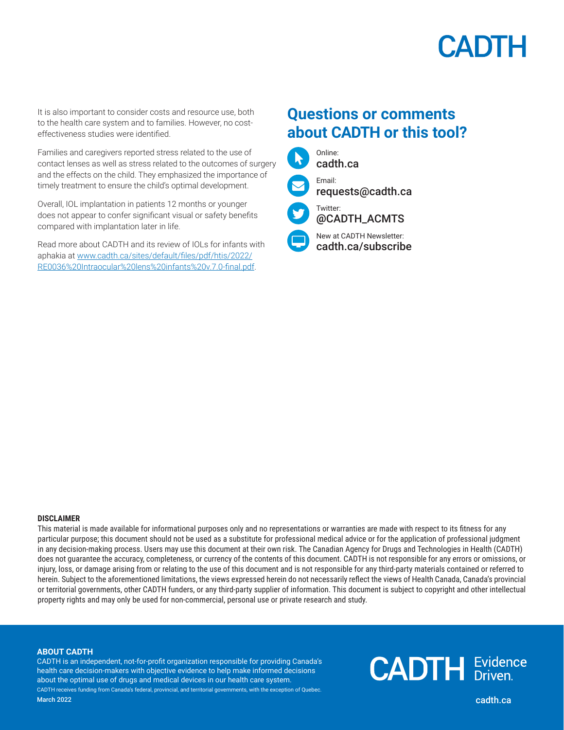It is also important to consider costs and resource use, both to the health care system and to families. However, no cost-effectiveness studies were identified.

Families and caregivers reported stress related to the use of contact lenses as well as stress related to the outcomes of surgery and the effects on the child. They emphasized the importance of timely treatment to ensure the child's optimal development.

Overall, IOL implantation in patients 12 months or younger does not appear to confer significant visual or safety benefits compared with implantation later in life.

Read more about CADTH and its review of IOLs for infants with aphakia at [www.cadth.ca/sites/default/files/pdf/htis/2022/RE0036%20Intraocular%20lens%20infants%20v.7.0-final.pdf](www.cadth.ca/sites/default/files/pdf/htis/2022/RE0036%20Intraocular%20lens%20infants%20v.7.0-final.pdf).

## Questions or comments about CADTH or this tool?

Online:
**cadth.ca**

Email:
**requests@cadth.ca**

Twitter:
**@CADTH_ACMTS**

New at CADTH Newsletter:
**cadth.ca/subscribe**

**DISCLAIMER**

This material is made available for informational purposes only and no representations or warranties are made with respect to its fitness for any particular purpose; this document should not be used as a substitute for professional medical advice or for the application of professional judgment in any decision-making process. Users may use this document at their own risk. The Canadian Agency for Drugs and Technologies in Health (CADTH) does not guarantee the accuracy, completeness, or currency of the contents of this document. CADTH is not responsible for any errors or omissions, or injury, loss, or damage arising from or relating to the use of this document and is not responsible for any third-party materials contained or referred to herein. Subject to the aforementioned limitations, the views expressed herein do not necessarily reflect the views of Health Canada, Canada's provincial or territorial governments, other CADTH funders, or any third-party supplier of information. This document is subject to copyright and other intellectual property rights and may only be used for non-commercial, personal use or private research and study.

**ABOUT CADTH**

CADTH is an independent, not-for-profit organization responsible for providing Canada's health care decision-makers with objective evidence to help make informed decisions about the optimal use of drugs and medical devices in our health care system.

CADTH receives funding from Canada's federal, provincial, and territorial governments, with the exception of Quebec.

March 2022

CADTH Evidence Driven.

cadth.ca